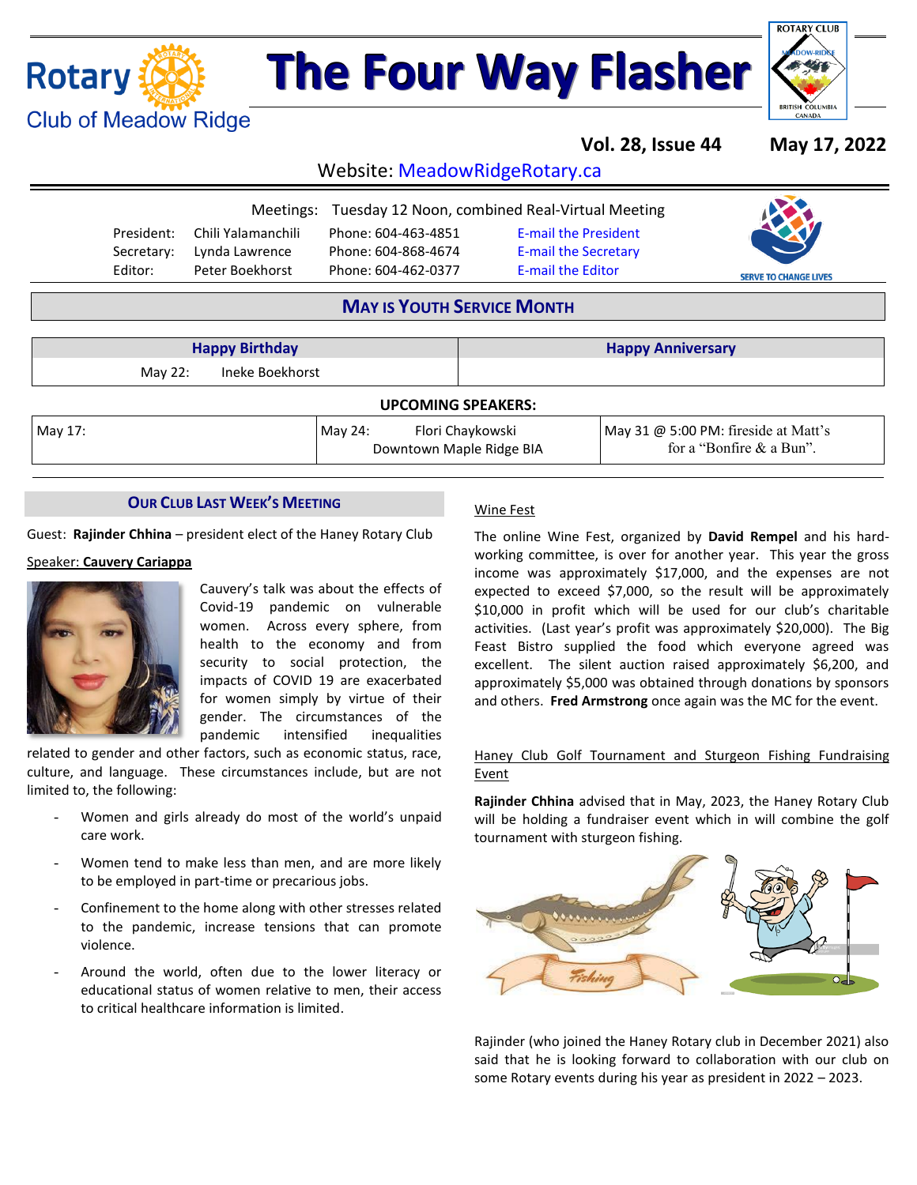# The Four Way Flasher

Rotary Club of Meadow Ridge

**Vol. 28, Issue 44** **May 17, 2022**

Website: MeadowRidgeRotary.ca

Meetings: Tuesday 12 Noon, combined Real-Virtual Meeting

| | | | |
|---|---|---|---|
| President: | Chili Yalamanchili | Phone: 604-463-4851 | E-mail the President |
| Secretary: | Lynda Lawrence | Phone: 604-868-4674 | E-mail the Secretary |
| Editor: | Peter Boekhorst | Phone: 604-462-0377 | E-mail the Editor |

SERVE TO CHANGE LIVES

## MAY IS YOUTH SERVICE MONTH

| Happy Birthday | Happy Anniversary |
|---|---|
| May 22: Ineke Boekhorst | |

**UPCOMING SPEAKERS:**

| | | |
|---|---|---|
| May 17: | May 24: Flori Chaykowski, Downtown Maple Ridge BIA | May 31 @ 5:00 PM: fireside at Matt's for a "Bonfire & a Bun". |

## OUR CLUB LAST WEEK'S MEETING

Guest: **Rajinder Chhina** – president elect of the Haney Rotary Club

Speaker: **Cauvery Cariappa**

Cauvery's talk was about the effects of Covid-19 pandemic on vulnerable women. Across every sphere, from health to the economy and from security to social protection, the impacts of COVID 19 are exacerbated for women simply by virtue of their gender. The circumstances of the pandemic intensified inequalities related to gender and other factors, such as economic status, race, culture, and language. These circumstances include, but are not limited to, the following:

- Women and girls already do most of the world's unpaid care work.
- Women tend to make less than men, and are more likely to be employed in part-time or precarious jobs.
- Confinement to the home along with other stresses related to the pandemic, increase tensions that can promote violence.
- Around the world, often due to the lower literacy or educational status of women relative to men, their access to critical healthcare information is limited.

Wine Fest

The online Wine Fest, organized by **David Rempel** and his hard-working committee, is over for another year. This year the gross income was approximately $17,000, and the expenses are not expected to exceed $7,000, so the result will be approximately $10,000 in profit which will be used for our club's charitable activities. (Last year's profit was approximately $20,000). The Big Feast Bistro supplied the food which everyone agreed was excellent. The silent auction raised approximately $6,200, and approximately $5,000 was obtained through donations by sponsors and others. **Fred Armstrong** once again was the MC for the event.

Haney Club Golf Tournament and Sturgeon Fishing Fundraising Event

**Rajinder Chhina** advised that in May, 2023, the Haney Rotary Club will be holding a fundraiser event which in will combine the golf tournament with sturgeon fishing.

Rajinder (who joined the Haney Rotary club in December 2021) also said that he is looking forward to collaboration with our club on some Rotary events during his year as president in 2022 – 2023.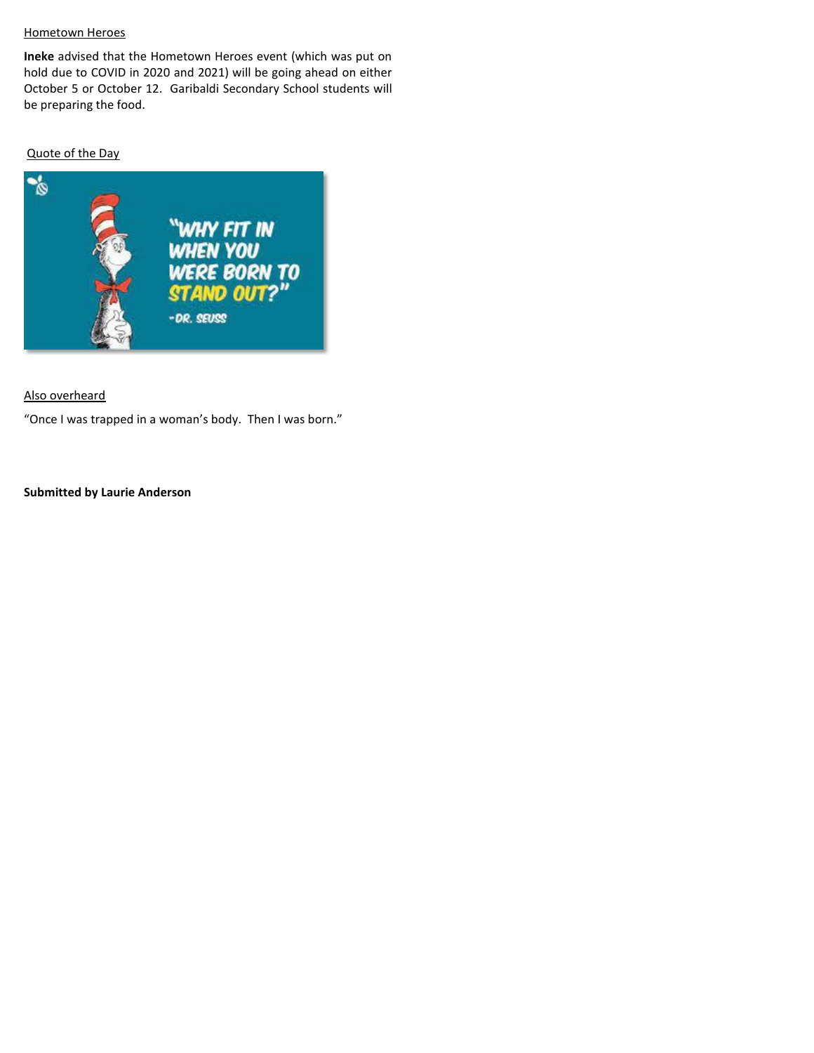Hometown Heroes

**Ineke** advised that the Hometown Heroes event (which was put on hold due to COVID in 2020 and 2021) will be going ahead on either October 5 or October 12. Garibaldi Secondary School students will be preparing the food.

Quote of the Day

"WHY FIT IN WHEN YOU WERE BORN TO STAND OUT?"

-DR. SEUSS

Also overheard

"Once I was trapped in a woman's body. Then I was born."

**Submitted by Laurie Anderson**